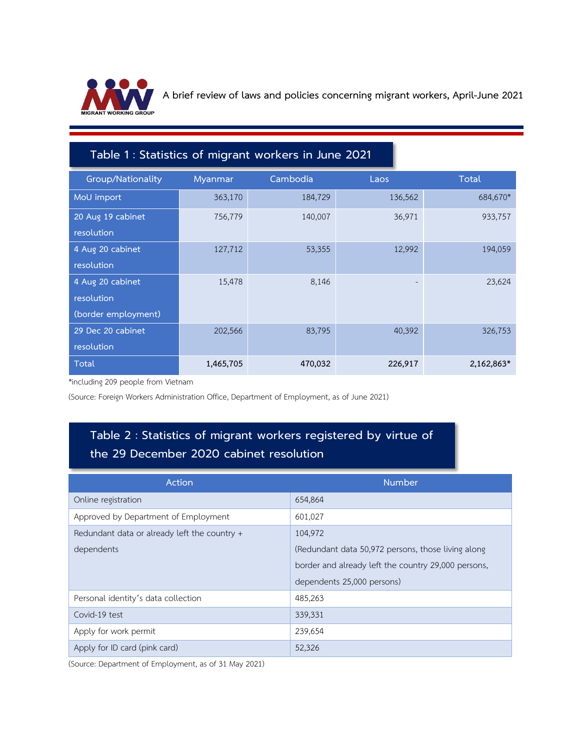A brief review of laws and policies concerning migrant workers, April-June 2021

## Table 1 : Statistics of migrant workers in June 2021

| Group/Nationality | Myanmar | Cambodia | Laos | Total |
|---|---|---|---|---|
| MoU import | 363,170 | 184,729 | 136,562 | 684,670* |
| 20 Aug 19 cabinet resolution | 756,779 | 140,007 | 36,971 | 933,757 |
| 4 Aug 20 cabinet resolution | 127,712 | 53,355 | 12,992 | 194,059 |
| 4 Aug 20 cabinet resolution (border employment) | 15,478 | 8,146 | - | 23,624 |
| 29 Dec 20 cabinet resolution | 202,566 | 83,795 | 40,392 | 326,753 |
| Total | **1,465,705** | **470,032** | **226,917** | **2,162,863*** |

*including 209 people from Vietnam

(Source: Foreign Workers Administration Office, Department of Employment, as of June 2021)

## Table 2 : Statistics of migrant workers registered by virtue of the 29 December 2020 cabinet resolution

| Action | Number |
|---|---|
| Online registration | 654,864 |
| Approved by Department of Employment | 601,027 |
| Redundant data or already left the country + dependents | 104,972 (Redundant data 50,972 persons, those living along border and already left the country 29,000 persons, dependents 25,000 persons) |
| Personal identity's data collection | 485,263 |
| Covid-19 test | 339,331 |
| Apply for work permit | 239,654 |
| Apply for ID card (pink card) | 52,326 |

(Source: Department of Employment, as of 31 May 2021)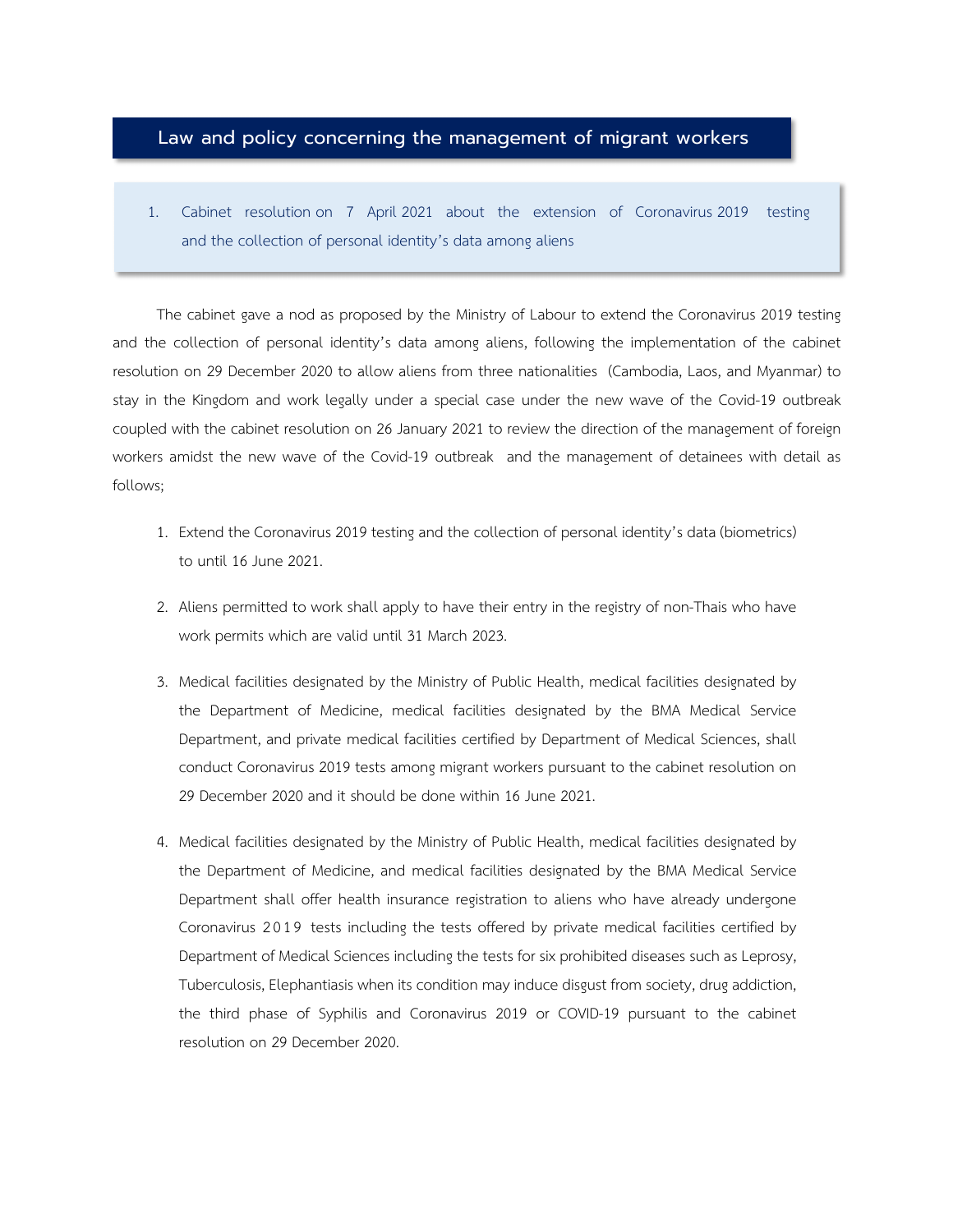## Law and policy concerning the management of migrant workers

### 1. Cabinet resolution on 7 April 2021 about the extension of Coronavirus 2019 testing and the collection of personal identity's data among aliens

The cabinet gave a nod as proposed by the Ministry of Labour to extend the Coronavirus 2019 testing and the collection of personal identity's data among aliens, following the implementation of the cabinet resolution on 29 December 2020 to allow aliens from three nationalities (Cambodia, Laos, and Myanmar) to stay in the Kingdom and work legally under a special case under the new wave of the Covid-19 outbreak coupled with the cabinet resolution on 26 January 2021 to review the direction of the management of foreign workers amidst the new wave of the Covid-19 outbreak and the management of detainees with detail as follows;

1. Extend the Coronavirus 2019 testing and the collection of personal identity's data (biometrics) to until 16 June 2021.
2. Aliens permitted to work shall apply to have their entry in the registry of non-Thais who have work permits which are valid until 31 March 2023.
3. Medical facilities designated by the Ministry of Public Health, medical facilities designated by the Department of Medicine, medical facilities designated by the BMA Medical Service Department, and private medical facilities certified by Department of Medical Sciences, shall conduct Coronavirus 2019 tests among migrant workers pursuant to the cabinet resolution on 29 December 2020 and it should be done within 16 June 2021.
4. Medical facilities designated by the Ministry of Public Health, medical facilities designated by the Department of Medicine, and medical facilities designated by the BMA Medical Service Department shall offer health insurance registration to aliens who have already undergone Coronavirus 2019 tests including the tests offered by private medical facilities certified by Department of Medical Sciences including the tests for six prohibited diseases such as Leprosy, Tuberculosis, Elephantiasis when its condition may induce disgust from society, drug addiction, the third phase of Syphilis and Coronavirus 2019 or COVID-19 pursuant to the cabinet resolution on 29 December 2020.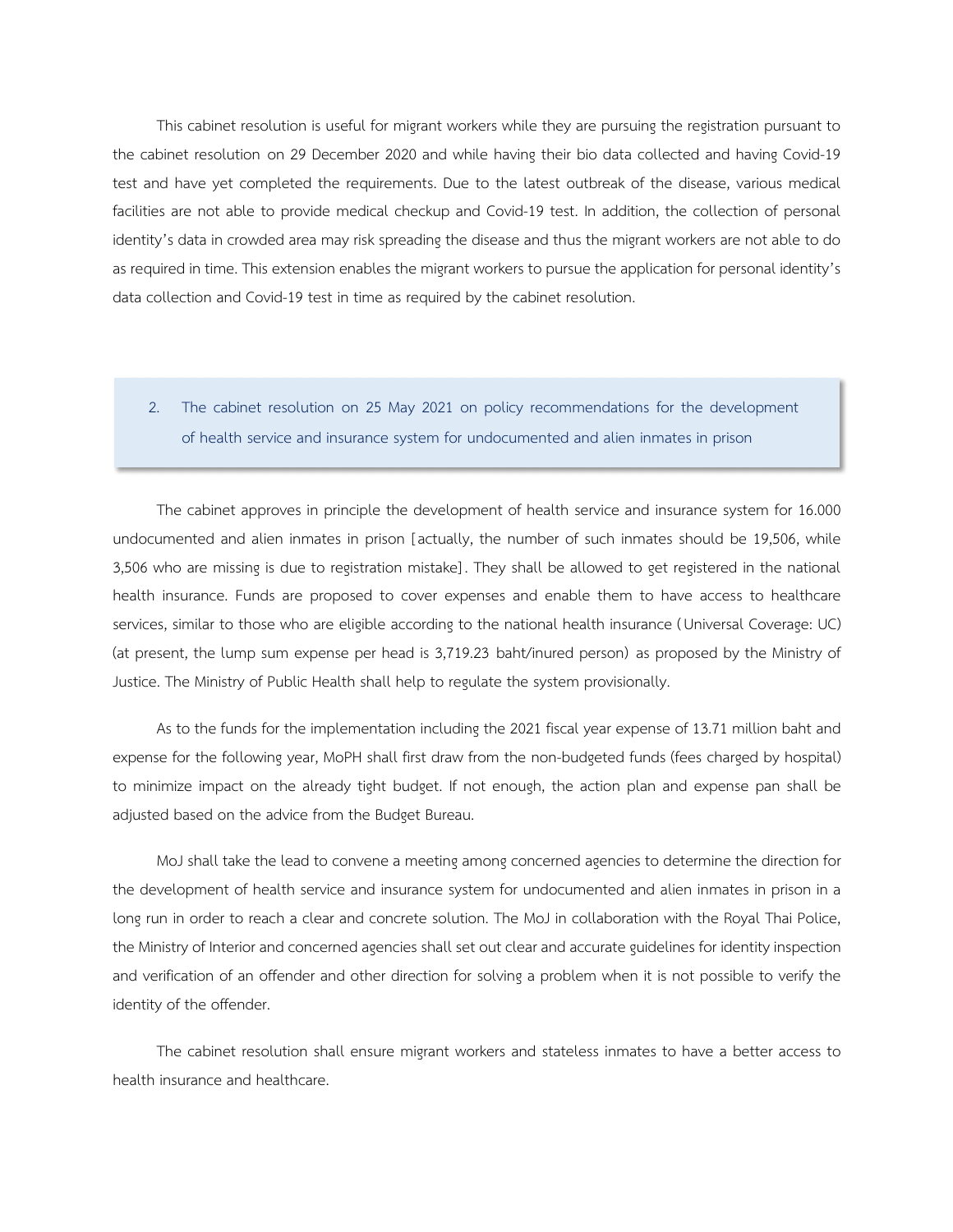This cabinet resolution is useful for migrant workers while they are pursuing the registration pursuant to the cabinet resolution on 29 December 2020 and while having their bio data collected and having Covid-19 test and have yet completed the requirements. Due to the latest outbreak of the disease, various medical facilities are not able to provide medical checkup and Covid-19 test. In addition, the collection of personal identity's data in crowded area may risk spreading the disease and thus the migrant workers are not able to do as required in time. This extension enables the migrant workers to pursue the application for personal identity's data collection and Covid-19 test in time as required by the cabinet resolution.

## 2. The cabinet resolution on 25 May 2021 on policy recommendations for the development of health service and insurance system for undocumented and alien inmates in prison

The cabinet approves in principle the development of health service and insurance system for 16.000 undocumented and alien inmates in prison [actually, the number of such inmates should be 19,506, while 3,506 who are missing is due to registration mistake]. They shall be allowed to get registered in the national health insurance. Funds are proposed to cover expenses and enable them to have access to healthcare services, similar to those who are eligible according to the national health insurance (Universal Coverage: UC) (at present, the lump sum expense per head is 3,719.23 baht/inured person) as proposed by the Ministry of Justice. The Ministry of Public Health shall help to regulate the system provisionally.

As to the funds for the implementation including the 2021 fiscal year expense of 13.71 million baht and expense for the following year, MoPH shall first draw from the non-budgeted funds (fees charged by hospital) to minimize impact on the already tight budget. If not enough, the action plan and expense pan shall be adjusted based on the advice from the Budget Bureau.

MoJ shall take the lead to convene a meeting among concerned agencies to determine the direction for the development of health service and insurance system for undocumented and alien inmates in prison in a long run in order to reach a clear and concrete solution. The MoJ in collaboration with the Royal Thai Police, the Ministry of Interior and concerned agencies shall set out clear and accurate guidelines for identity inspection and verification of an offender and other direction for solving a problem when it is not possible to verify the identity of the offender.

The cabinet resolution shall ensure migrant workers and stateless inmates to have a better access to health insurance and healthcare.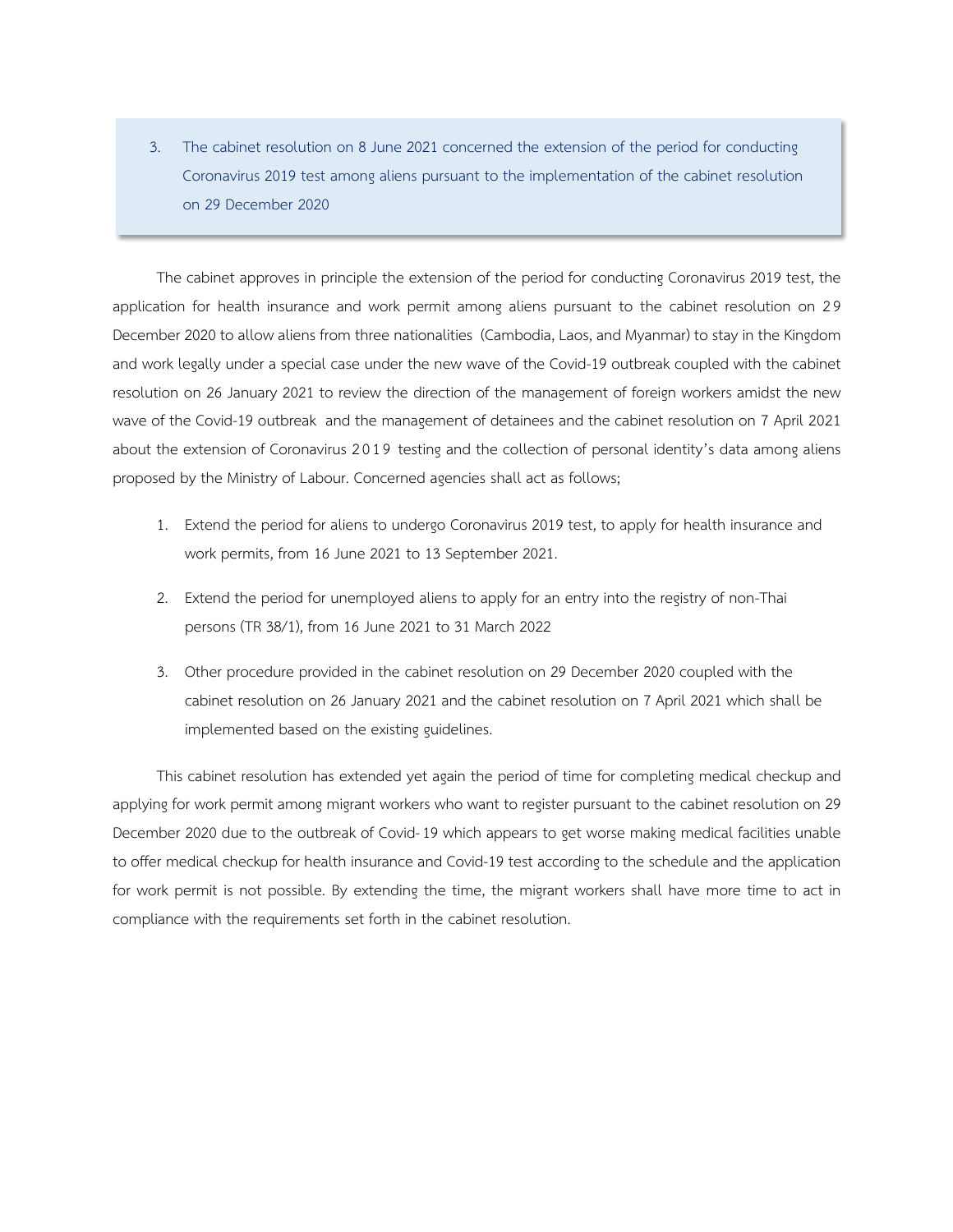### 3. The cabinet resolution on 8 June 2021 concerned the extension of the period for conducting Coronavirus 2019 test among aliens pursuant to the implementation of the cabinet resolution on 29 December 2020

The cabinet approves in principle the extension of the period for conducting Coronavirus 2019 test, the application for health insurance and work permit among aliens pursuant to the cabinet resolution on 29 December 2020 to allow aliens from three nationalities (Cambodia, Laos, and Myanmar) to stay in the Kingdom and work legally under a special case under the new wave of the Covid-19 outbreak coupled with the cabinet resolution on 26 January 2021 to review the direction of the management of foreign workers amidst the new wave of the Covid-19 outbreak and the management of detainees and the cabinet resolution on 7 April 2021 about the extension of Coronavirus 2019 testing and the collection of personal identity's data among aliens proposed by the Ministry of Labour. Concerned agencies shall act as follows;

1. Extend the period for aliens to undergo Coronavirus 2019 test, to apply for health insurance and work permits, from 16 June 2021 to 13 September 2021.
2. Extend the period for unemployed aliens to apply for an entry into the registry of non-Thai persons (TR 38/1), from 16 June 2021 to 31 March 2022
3. Other procedure provided in the cabinet resolution on 29 December 2020 coupled with the cabinet resolution on 26 January 2021 and the cabinet resolution on 7 April 2021 which shall be implemented based on the existing guidelines.

This cabinet resolution has extended yet again the period of time for completing medical checkup and applying for work permit among migrant workers who want to register pursuant to the cabinet resolution on 29 December 2020 due to the outbreak of Covid-19 which appears to get worse making medical facilities unable to offer medical checkup for health insurance and Covid-19 test according to the schedule and the application for work permit is not possible. By extending the time, the migrant workers shall have more time to act in compliance with the requirements set forth in the cabinet resolution.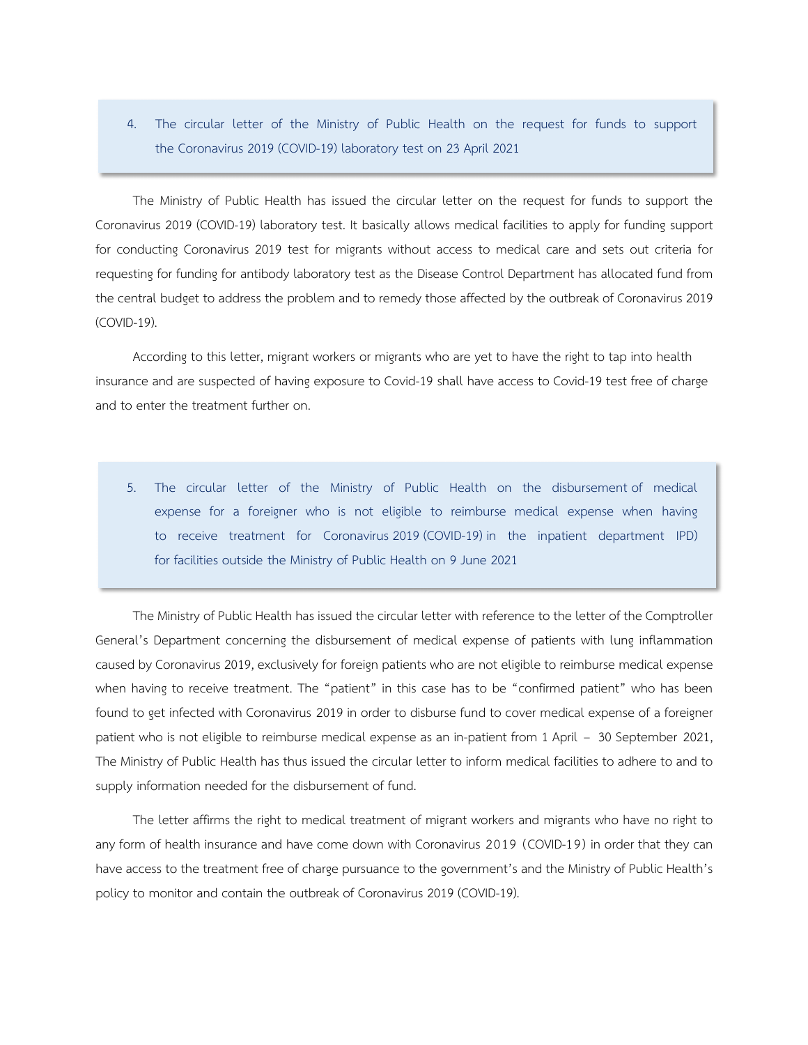### 4. The circular letter of the Ministry of Public Health on the request for funds to support the Coronavirus 2019 (COVID-19) laboratory test on 23 April 2021

The Ministry of Public Health has issued the circular letter on the request for funds to support the Coronavirus 2019 (COVID-19) laboratory test. It basically allows medical facilities to apply for funding support for conducting Coronavirus 2019 test for migrants without access to medical care and sets out criteria for requesting for funding for antibody laboratory test as the Disease Control Department has allocated fund from the central budget to address the problem and to remedy those affected by the outbreak of Coronavirus 2019 (COVID-19).

According to this letter, migrant workers or migrants who are yet to have the right to tap into health insurance and are suspected of having exposure to Covid-19 shall have access to Covid-19 test free of charge and to enter the treatment further on.

### 5. The circular letter of the Ministry of Public Health on the disbursement of medical expense for a foreigner who is not eligible to reimburse medical expense when having to receive treatment for Coronavirus 2019 (COVID-19) in the inpatient department IPD) for facilities outside the Ministry of Public Health on 9 June 2021

The Ministry of Public Health has issued the circular letter with reference to the letter of the Comptroller General's Department concerning the disbursement of medical expense of patients with lung inflammation caused by Coronavirus 2019, exclusively for foreign patients who are not eligible to reimburse medical expense when having to receive treatment. The "patient" in this case has to be "confirmed patient" who has been found to get infected with Coronavirus 2019 in order to disburse fund to cover medical expense of a foreigner patient who is not eligible to reimburse medical expense as an in-patient from 1 April – 30 September 2021, The Ministry of Public Health has thus issued the circular letter to inform medical facilities to adhere to and to supply information needed for the disbursement of fund.

The letter affirms the right to medical treatment of migrant workers and migrants who have no right to any form of health insurance and have come down with Coronavirus 2019 (COVID-19) in order that they can have access to the treatment free of charge pursuance to the government's and the Ministry of Public Health's policy to monitor and contain the outbreak of Coronavirus 2019 (COVID-19).